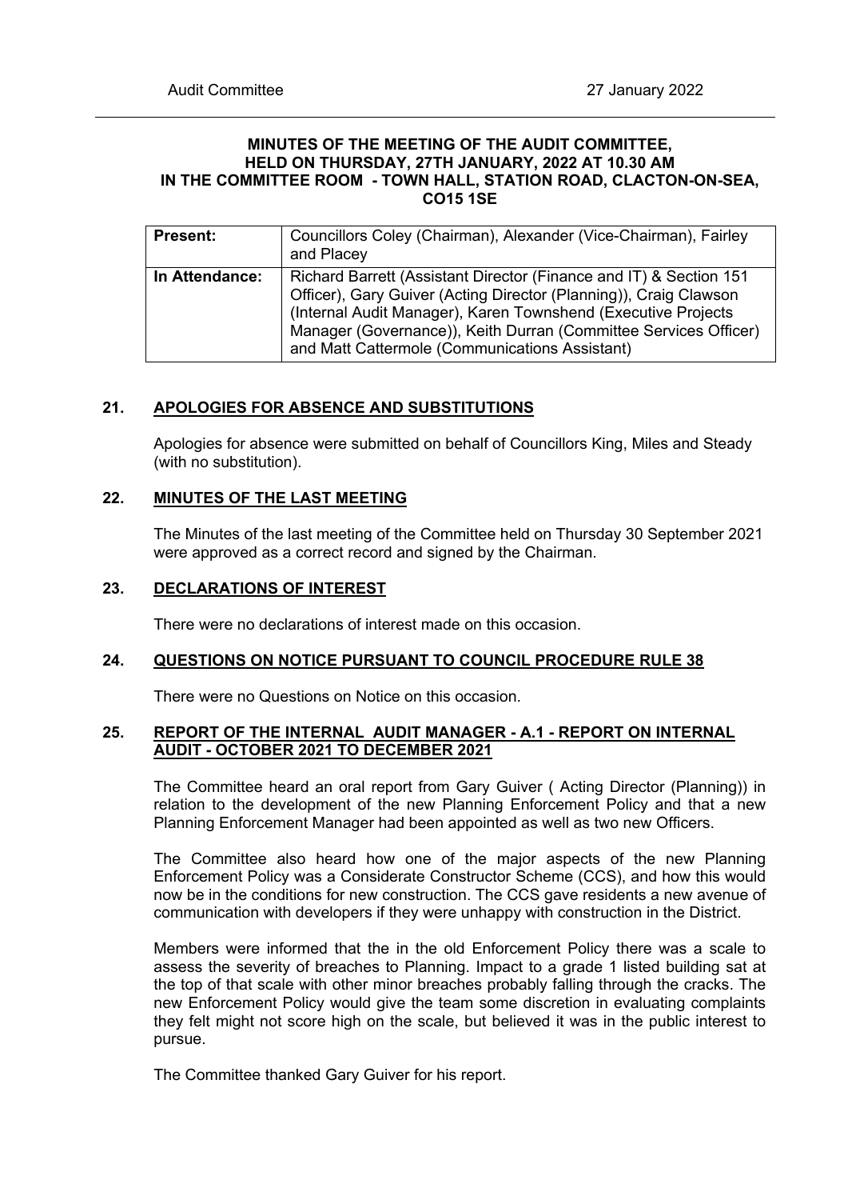**MINUTES OF THE MEETING OF THE AUDIT COMMITTEE, HELD ON THURSDAY, 27TH JANUARY, 2022 AT 10.30 AM IN THE COMMITTEE ROOM - TOWN HALL, STATION ROAD, CLACTON-ON-SEA, CO15 1SE**

| **Present:** | Councillors Coley (Chairman), Alexander (Vice-Chairman), Fairley and Placey |
|---|---|
| **In Attendance:** | Richard Barrett (Assistant Director (Finance and IT) & Section 151 Officer), Gary Guiver (Acting Director (Planning)), Craig Clawson (Internal Audit Manager), Karen Townshend (Executive Projects Manager (Governance)), Keith Durran (Committee Services Officer) and Matt Cattermole (Communications Assistant) |

## 21. APOLOGIES FOR ABSENCE AND SUBSTITUTIONS

Apologies for absence were submitted on behalf of Councillors King, Miles and Steady (with no substitution).

## 22. MINUTES OF THE LAST MEETING

The Minutes of the last meeting of the Committee held on Thursday 30 September 2021 were approved as a correct record and signed by the Chairman.

## 23. DECLARATIONS OF INTEREST

There were no declarations of interest made on this occasion.

## 24. QUESTIONS ON NOTICE PURSUANT TO COUNCIL PROCEDURE RULE 38

There were no Questions on Notice on this occasion.

## 25. REPORT OF THE INTERNAL AUDIT MANAGER - A.1 - REPORT ON INTERNAL AUDIT - OCTOBER 2021 TO DECEMBER 2021

The Committee heard an oral report from Gary Guiver ( Acting Director (Planning)) in relation to the development of the new Planning Enforcement Policy and that a new Planning Enforcement Manager had been appointed as well as two new Officers.

The Committee also heard how one of the major aspects of the new Planning Enforcement Policy was a Considerate Constructor Scheme (CCS), and how this would now be in the conditions for new construction. The CCS gave residents a new avenue of communication with developers if they were unhappy with construction in the District.

Members were informed that the in the old Enforcement Policy there was a scale to assess the severity of breaches to Planning. Impact to a grade 1 listed building sat at the top of that scale with other minor breaches probably falling through the cracks. The new Enforcement Policy would give the team some discretion in evaluating complaints they felt might not score high on the scale, but believed it was in the public interest to pursue.

The Committee thanked Gary Guiver for his report.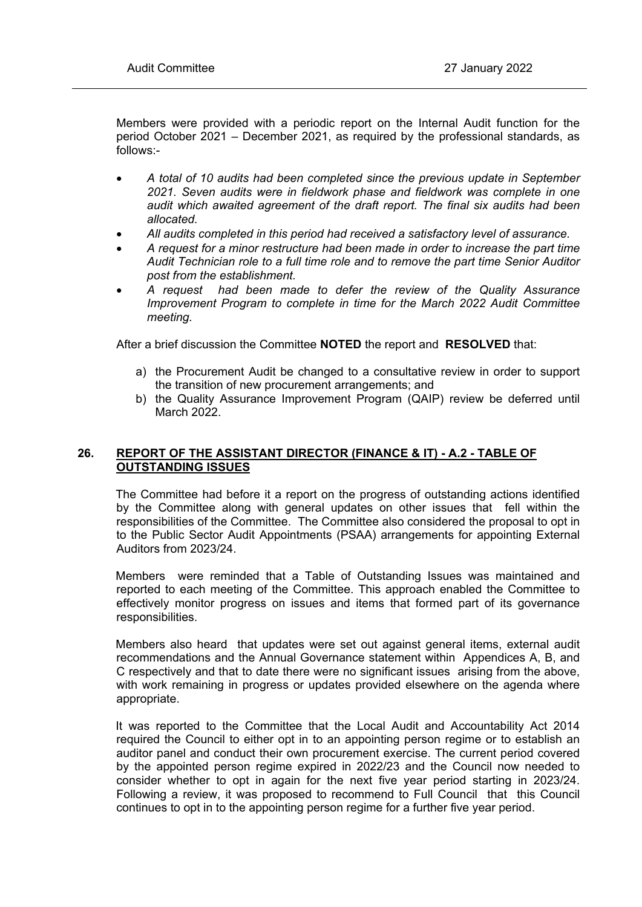Members were provided with a periodic report on the Internal Audit function for the period October 2021 – December 2021, as required by the professional standards, as follows:-

- *A total of 10 audits had been completed since the previous update in September 2021. Seven audits were in fieldwork phase and fieldwork was complete in one audit which awaited agreement of the draft report. The final six audits had been allocated.*
- *All audits completed in this period had received a satisfactory level of assurance.*
- *A request for a minor restructure had been made in order to increase the part time Audit Technician role to a full time role and to remove the part time Senior Auditor post from the establishment.*
- *A request had been made to defer the review of the Quality Assurance Improvement Program to complete in time for the March 2022 Audit Committee meeting.*

After a brief discussion the Committee **NOTED** the report and **RESOLVED** that:

a) the Procurement Audit be changed to a consultative review in order to support the transition of new procurement arrangements; and
b) the Quality Assurance Improvement Program (QAIP) review be deferred until March 2022.

## 26. REPORT OF THE ASSISTANT DIRECTOR (FINANCE & IT) - A.2 - TABLE OF OUTSTANDING ISSUES

The Committee had before it a report on the progress of outstanding actions identified by the Committee along with general updates on other issues that fell within the responsibilities of the Committee. The Committee also considered the proposal to opt in to the Public Sector Audit Appointments (PSAA) arrangements for appointing External Auditors from 2023/24.

Members were reminded that a Table of Outstanding Issues was maintained and reported to each meeting of the Committee. This approach enabled the Committee to effectively monitor progress on issues and items that formed part of its governance responsibilities.

Members also heard that updates were set out against general items, external audit recommendations and the Annual Governance statement within Appendices A, B, and C respectively and that to date there were no significant issues arising from the above, with work remaining in progress or updates provided elsewhere on the agenda where appropriate.

It was reported to the Committee that the Local Audit and Accountability Act 2014 required the Council to either opt in to an appointing person regime or to establish an auditor panel and conduct their own procurement exercise. The current period covered by the appointed person regime expired in 2022/23 and the Council now needed to consider whether to opt in again for the next five year period starting in 2023/24. Following a review, it was proposed to recommend to Full Council that this Council continues to opt in to the appointing person regime for a further five year period.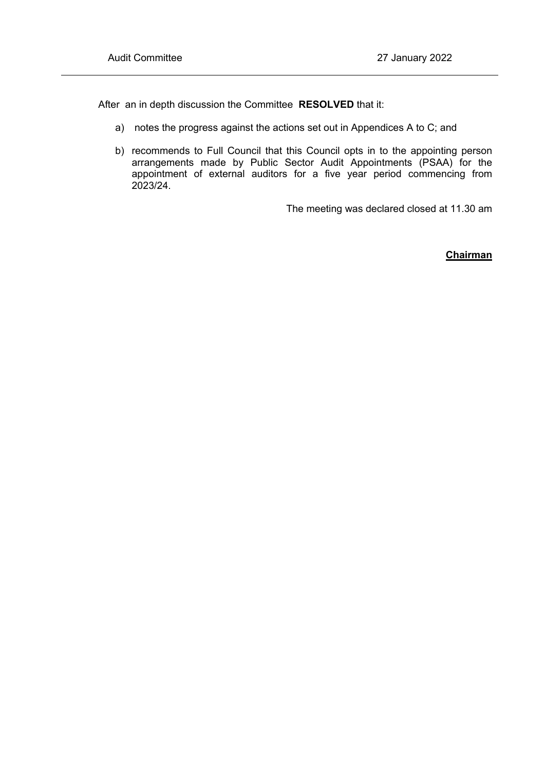After an in depth discussion the Committee **RESOLVED** that it:

a) notes the progress against the actions set out in Appendices A to C; and

b) recommends to Full Council that this Council opts in to the appointing person arrangements made by Public Sector Audit Appointments (PSAA) for the appointment of external auditors for a five year period commencing from 2023/24.

The meeting was declared closed at 11.30 am

**Chairman**